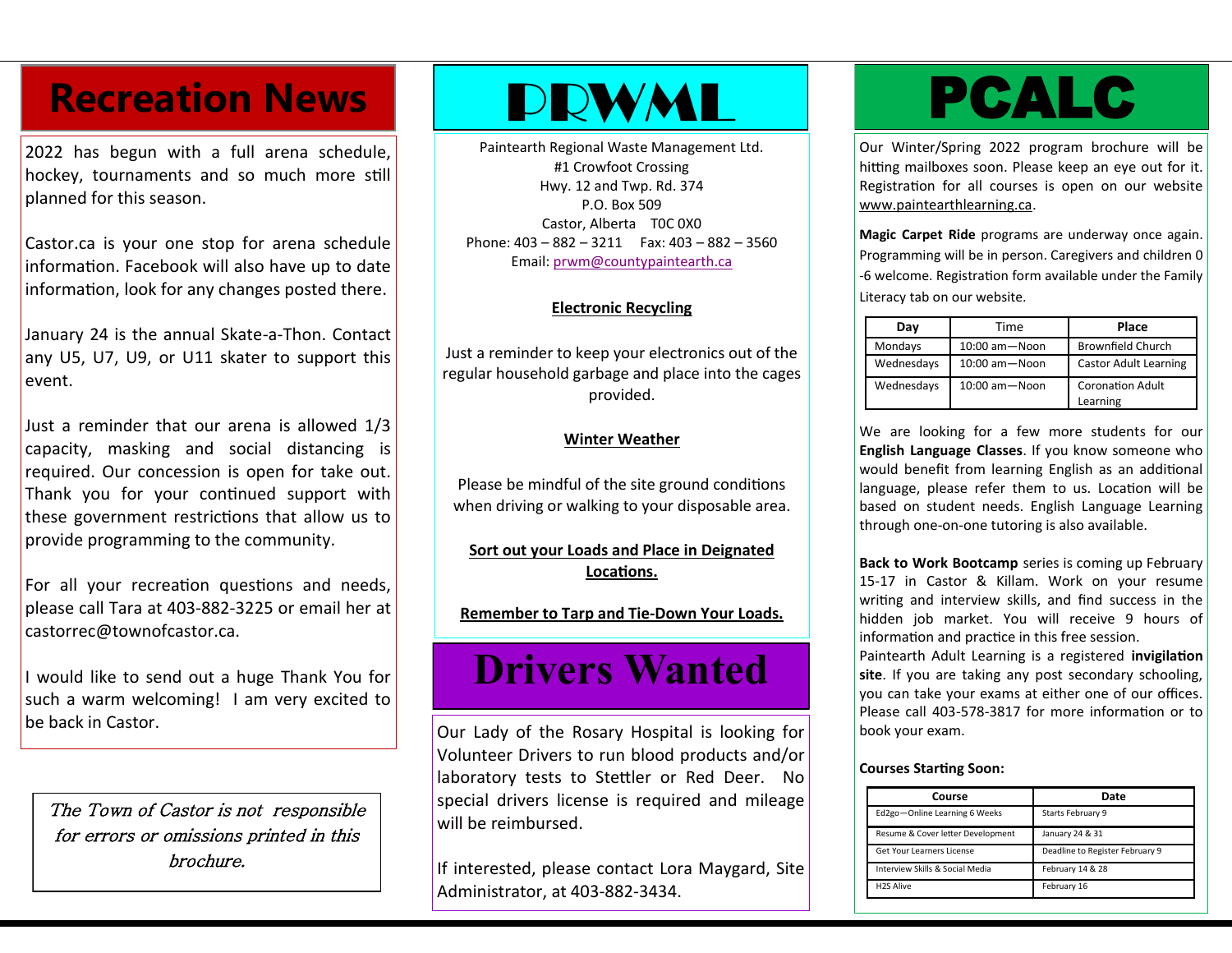# Recreation News

2022 has begun with a full arena schedule, hockey, tournaments and so much more still planned for this season.

Castor.ca is your one stop for arena schedule information. Facebook will also have up to date information, look for any changes posted there.

January 24 is the annual Skate-a-Thon. Contact any U5, U7, U9, or U11 skater to support this event.

Just a reminder that our arena is allowed 1/3 capacity, masking and social distancing is required. Our concession is open for take out. Thank you for your continued support with these government restrictions that allow us to provide programming to the community.

For all your recreation questions and needs, please call Tara at 403-882-3225 or email her at castorrec@townofcastor.ca.

I would like to send out a huge Thank You for such a warm welcoming! I am very excited to be back in Castor.

*The Town of Castor is not responsible for errors or omissions printed in this brochure.*

# PRWML

Paintearth Regional Waste Management Ltd.
#1 Crowfoot Crossing
Hwy. 12 and Twp. Rd. 374
P.O. Box 509
Castor, Alberta T0C 0X0
Phone: 403 – 882 – 3211 Fax: 403 – 882 – 3560
Email: prwm@countypaintearth.ca

**Electronic Recycling**

Just a reminder to keep your electronics out of the regular household garbage and place into the cages provided.

**Winter Weather**

Please be mindful of the site ground conditions when driving or walking to your disposable area.

**Sort out your Loads and Place in Deignated Locations.**

**Remember to Tarp and Tie-Down Your Loads.**

# Drivers Wanted

Our Lady of the Rosary Hospital is looking for Volunteer Drivers to run blood products and/or laboratory tests to Stettler or Red Deer. No special drivers license is required and mileage will be reimbursed.

If interested, please contact Lora Maygard, Site Administrator, at 403-882-3434.

# PCALC

Our Winter/Spring 2022 program brochure will be hitting mailboxes soon. Please keep an eye out for it. Registration for all courses is open on our website www.paintearthlearning.ca.

**Magic Carpet Ride** programs are underway once again. Programming will be in person. Caregivers and children 0 -6 welcome. Registration form available under the Family Literacy tab on our website.

| Day | Time | Place |
|---|---|---|
| Mondays | 10:00 am—Noon | Brownfield Church |
| Wednesdays | 10:00 am—Noon | Castor Adult Learning |
| Wednesdays | 10:00 am—Noon | Coronation Adult Learning |

We are looking for a few more students for our **English Language Classes**. If you know someone who would benefit from learning English as an additional language, please refer them to us. Location will be based on student needs. English Language Learning through one-on-one tutoring is also available.

**Back to Work Bootcamp** series is coming up February 15-17 in Castor & Killam. Work on your resume writing and interview skills, and find success in the hidden job market. You will receive 9 hours of information and practice in this free session.

Paintearth Adult Learning is a registered **invigilation site**. If you are taking any post secondary schooling, you can take your exams at either one of our offices. Please call 403-578-3817 for more information or to book your exam.

**Courses Starting Soon:**

| Course | Date |
|---|---|
| Ed2go—Online Learning 6 Weeks | Starts February 9 |
| Resume & Cover letter Development | January 24 & 31 |
| Get Your Learners License | Deadline to Register February 9 |
| Interview Skills & Social Media | February 14 & 28 |
| H2S Alive | February 16 |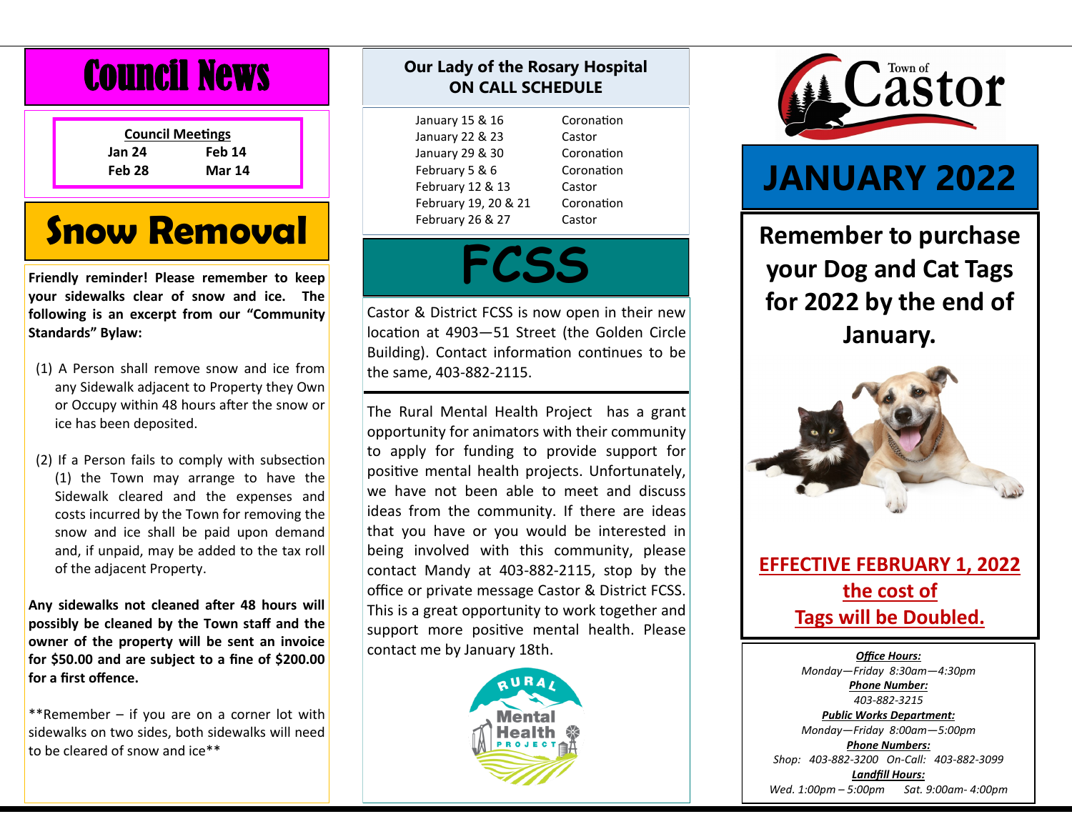# Council News

**Council Meetings**

| | |
|---|---|
| **Jan 24** | **Feb 14** |
| **Feb 28** | **Mar 14** |

# Snow Removal

**Friendly reminder! Please remember to keep your sidewalks clear of snow and ice. The following is an excerpt from our "Community Standards" Bylaw:**

(1) A Person shall remove snow and ice from any Sidewalk adjacent to Property they Own or Occupy within 48 hours after the snow or ice has been deposited.

(2) If a Person fails to comply with subsection (1) the Town may arrange to have the Sidewalk cleared and the expenses and costs incurred by the Town for removing the snow and ice shall be paid upon demand and, if unpaid, may be added to the tax roll of the adjacent Property.

**Any sidewalks not cleaned after 48 hours will possibly be cleaned by the Town staff and the owner of the property will be sent an invoice for $50.00 and are subject to a fine of $200.00 for a first offence.**

**Remember – if you are on a corner lot with sidewalks on two sides, both sidewalks will need to be cleared of snow and ice**

## Our Lady of the Rosary Hospital ON CALL SCHEDULE

| | |
|---|---|
| January 15 & 16 | Coronation |
| January 22 & 23 | Castor |
| January 29 & 30 | Coronation |
| February 5 & 6 | Coronation |
| February 12 & 13 | Castor |
| February 19, 20 & 21 | Coronation |
| February 26 & 27 | Castor |

# FCSS

Castor & District FCSS is now open in their new location at 4903—51 Street (the Golden Circle Building). Contact information continues to be the same, 403-882-2115.

The Rural Mental Health Project has a grant opportunity for animators with their community to apply for funding to provide support for positive mental health projects. Unfortunately, we have not been able to meet and discuss ideas from the community. If there are ideas that you have or you would be interested in being involved with this community, please contact Mandy at 403-882-2115, stop by the office or private message Castor & District FCSS. This is a great opportunity to work together and support more positive mental health. Please contact me by January 18th.

RURAL Mental Health PROJECT

Town of Castor

# JANUARY 2022

## Remember to purchase your Dog and Cat Tags for 2022 by the end of January.

**EFFECTIVE FEBRUARY 1, 2022 the cost of Tags will be Doubled.**

***Office Hours:***
*Monday—Friday 8:30am—4:30pm*
***Phone Number:***
*403-882-3215*
***Public Works Department:***
*Monday—Friday 8:00am—5:00pm*
***Phone Numbers:***
*Shop: 403-882-3200 On-Call: 403-882-3099*
***Landfill Hours:***
*Wed. 1:00pm – 5:00pm Sat. 9:00am- 4:00pm*